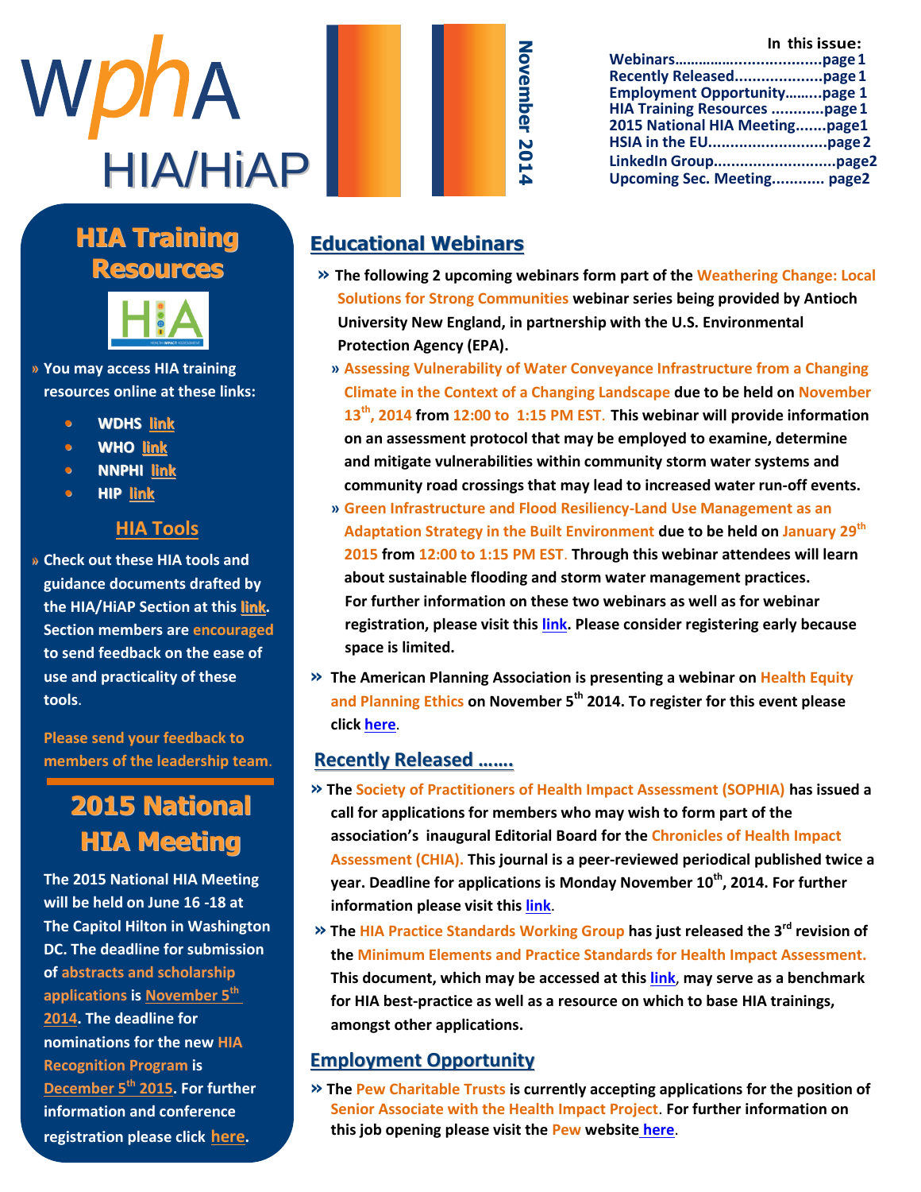# WphA HIA/HiAP

**November 2014**

**In this issue:**

- Webinars……………………………page 1
- Recently Released……………….page 1
- Employment Opportunity………page 1
- HIA Training Resources …………page 1
- 2015 National HIA Meeting…….page1
- HSIA in the EU……………………..page 2
- LinkedIn Group……………………..page2
- Upcoming Sec. Meeting………… page2

## HIA Training Resources

» You may access HIA training resources online at these links:

- **WDHS** link
- **WHO** link
- **NNPHI** link
- **HIP** link

### HIA Tools

» Check out these HIA tools and guidance documents drafted by the HIA/HiAP Section at this link. Section members are encouraged to send feedback on the ease of use and practicality of these tools.

Please send your feedback to members of the leadership team.

## 2015 National HIA Meeting

The 2015 National HIA Meeting will be held on June 16 -18 at The Capitol Hilton in Washington DC. The deadline for submission of abstracts and scholarship applications is November 5th 2014. The deadline for nominations for the new HIA Recognition Program is December 5th 2015. For further information and conference registration please click here.

## Educational Webinars

» The following 2 upcoming webinars form part of the Weathering Change: Local Solutions for Strong Communities webinar series being provided by Antioch University New England, in partnership with the U.S. Environmental Protection Agency (EPA).

» Assessing Vulnerability of Water Conveyance Infrastructure from a Changing Climate in the Context of a Changing Landscape due to be held on November 13th, 2014 from 12:00 to 1:15 PM EST. This webinar will provide information on an assessment protocol that may be employed to examine, determine and mitigate vulnerabilities within community storm water systems and community road crossings that may lead to increased water run-off events.

» Green Infrastructure and Flood Resiliency-Land Use Management as an Adaptation Strategy in the Built Environment due to be held on January 29th 2015 from 12:00 to 1:15 PM EST. Through this webinar attendees will learn about sustainable flooding and storm water management practices. For further information on these two webinars as well as for webinar registration, please visit this link. Please consider registering early because space is limited.

» The American Planning Association is presenting a webinar on Health Equity and Planning Ethics on November 5th 2014. To register for this event please click here.

## Recently Released …….

» The Society of Practitioners of Health Impact Assessment (SOPHIA) has issued a call for applications for members who may wish to form part of the association's inaugural Editorial Board for the Chronicles of Health Impact Assessment (CHIA). This journal is a peer-reviewed periodical published twice a year. Deadline for applications is Monday November 10th, 2014. For further information please visit this link.

» The HIA Practice Standards Working Group has just released the 3rd revision of the Minimum Elements and Practice Standards for Health Impact Assessment. This document, which may be accessed at this link, may serve as a benchmark for HIA best-practice as well as a resource on which to base HIA trainings, amongst other applications.

## Employment Opportunity

» The Pew Charitable Trusts is currently accepting applications for the position of Senior Associate with the Health Impact Project. For further information on this job opening please visit the Pew website here.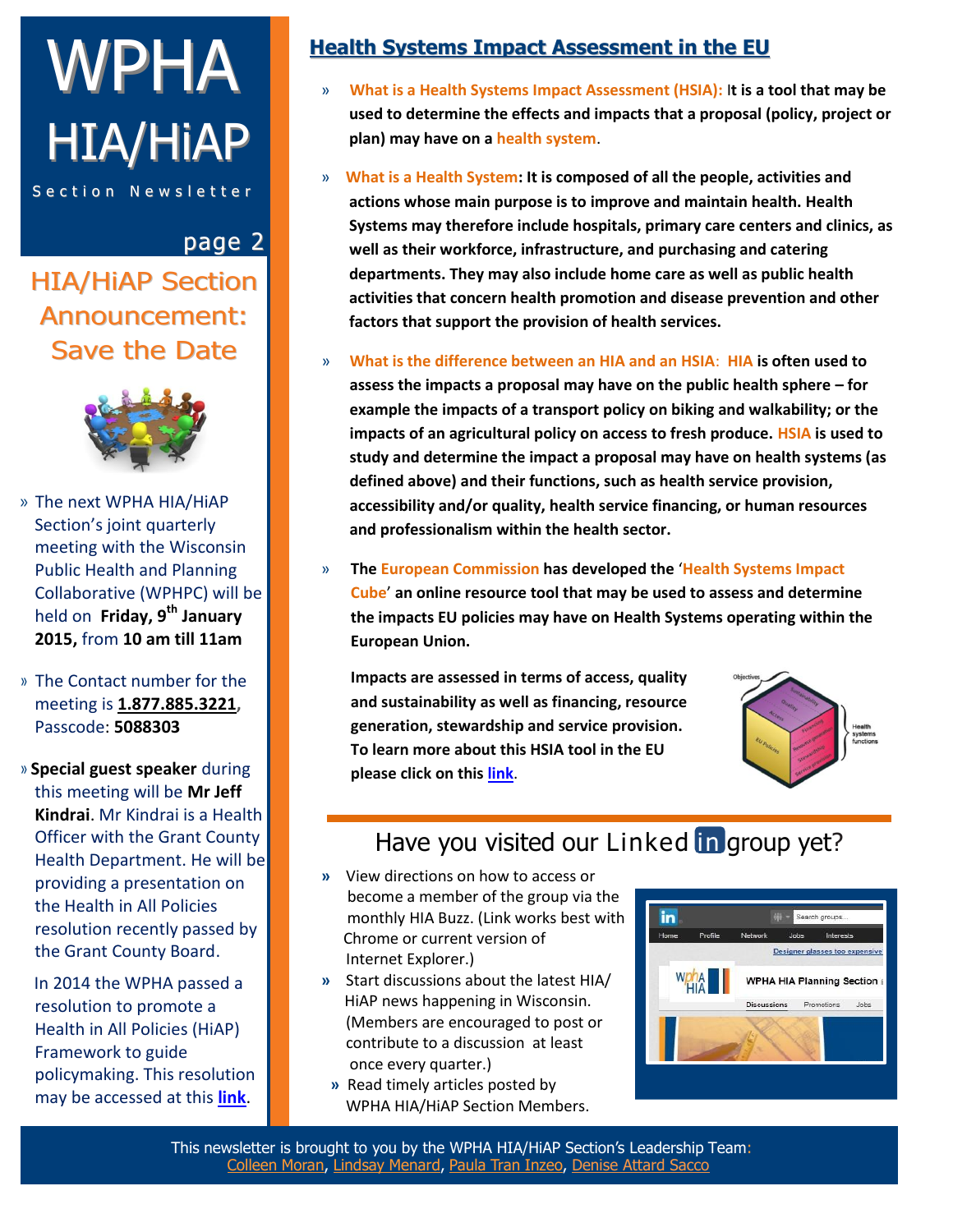# WPHA HIA/HiAP

Section Newsletter

page 2

## HIA/HiAP Section Announcement: Save the Date

- The next WPHA HIA/HiAP Section's joint quarterly meeting with the Wisconsin Public Health and Planning Collaborative (WPHPC) will be held on **Friday, 9th January 2015,** from **10 am till 11am**
- The Contact number for the meeting is **1.877.885.3221**, Passcode: **5088303**
- **Special guest speaker** during this meeting will be **Mr Jeff Kindrai**. Mr Kindrai is a Health Officer with the Grant County Health Department. He will be providing a presentation on the Health in All Policies resolution recently passed by the Grant County Board.

In 2014 the WPHA passed a resolution to promote a Health in All Policies (HiAP) Framework to guide policymaking. This resolution may be accessed at this **link**.

## Health Systems Impact Assessment in the EU

- **What is a Health Systems Impact Assessment (HSIA): It is a tool that may be used to determine the effects and impacts that a proposal (policy, project or plan) may have on a health system.**
- **What is a Health System: It is composed of all the people, activities and actions whose main purpose is to improve and maintain health. Health Systems may therefore include hospitals, primary care centers and clinics, as well as their workforce, infrastructure, and purchasing and catering departments. They may also include home care as well as public health activities that concern health promotion and disease prevention and other factors that support the provision of health services.**
- **What is the difference between an HIA and an HSIA: HIA is often used to assess the impacts a proposal may have on the public health sphere – for example the impacts of a transport policy on biking and walkability; or the impacts of an agricultural policy on access to fresh produce. HSIA is used to study and determine the impact a proposal may have on health systems (as defined above) and their functions, such as health service provision, accessibility and/or quality, health service financing, or human resources and professionalism within the health sector.**
- **The European Commission has developed the 'Health Systems Impact Cube' an online resource tool that may be used to assess and determine the impacts EU policies may have on Health Systems operating within the European Union.**

**Impacts are assessed in terms of access, quality and sustainability as well as financing, resource generation, stewardship and service provision. To learn more about this HSIA tool in the EU please click on this link.**

## Have you visited our LinkedIn group yet?

- View directions on how to access or become a member of the group via the monthly HIA Buzz. (Link works best with Chrome or current version of Internet Explorer.)
- Start discussions about the latest HIA/HiAP news happening in Wisconsin. (Members are encouraged to post or contribute to a discussion at least once every quarter.)
- Read timely articles posted by WPHA HIA/HiAP Section Members.

This newsletter is brought to you by the WPHA HIA/HiAP Section's Leadership Team: Colleen Moran, Lindsay Menard, Paula Tran Inzeo, Denise Attard Sacco